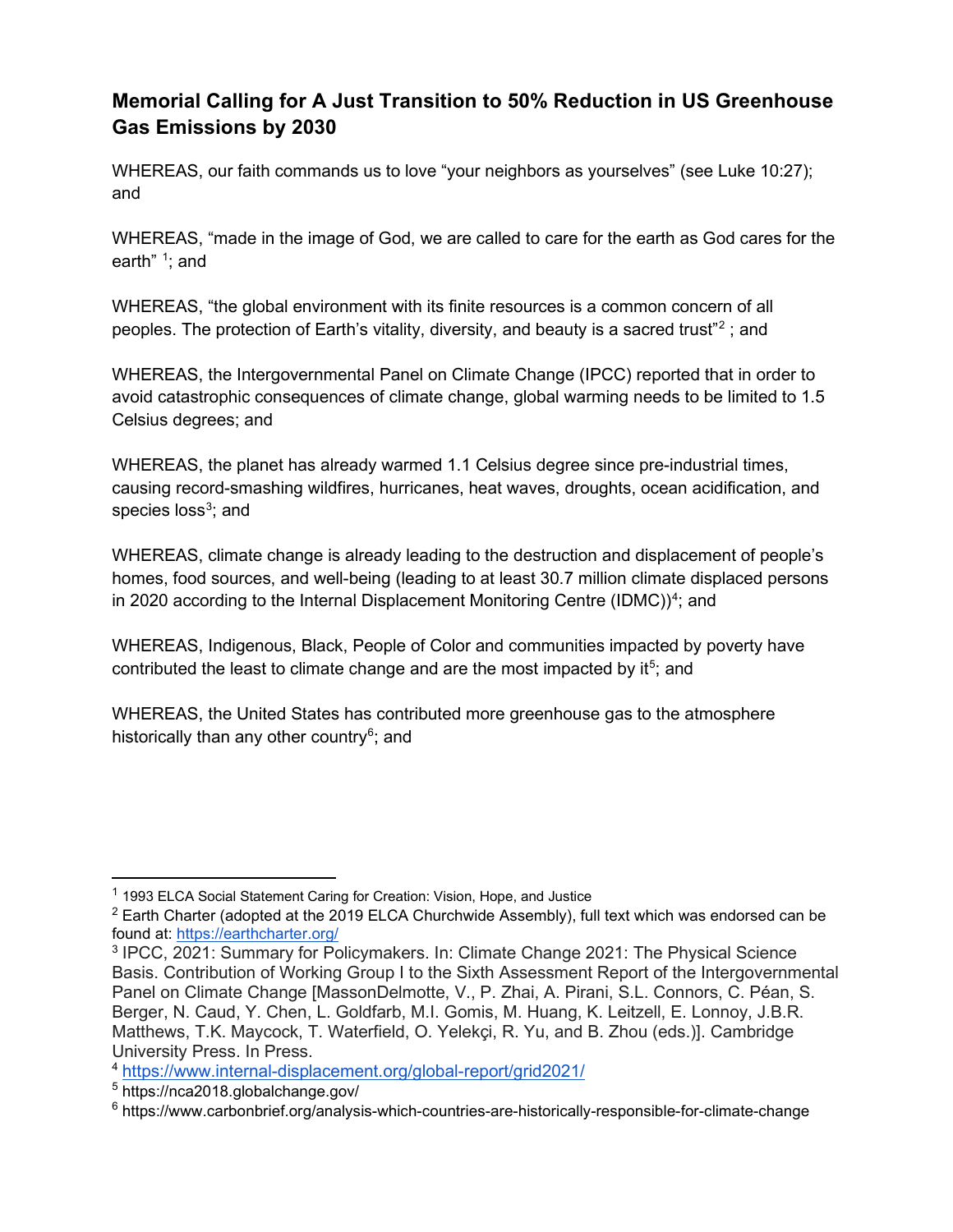# Memorial Calling for A Just Transition to 50% Reduction in US Greenhouse Gas Emissions by 2030

WHEREAS, our faith commands us to love "your neighbors as yourselves" (see Luke 10:27); and

WHEREAS, "made in the image of God, we are called to care for the earth as God cares for the earth" [1]; and

WHEREAS, "the global environment with its finite resources is a common concern of all peoples. The protection of Earth's vitality, diversity, and beauty is a sacred trust"[2] ; and

WHEREAS, the Intergovernmental Panel on Climate Change (IPCC) reported that in order to avoid catastrophic consequences of climate change, global warming needs to be limited to 1.5 Celsius degrees; and

WHEREAS, the planet has already warmed 1.1 Celsius degree since pre-industrial times, causing record-smashing wildfires, hurricanes, heat waves, droughts, ocean acidification, and species loss[3]; and

WHEREAS, climate change is already leading to the destruction and displacement of people's homes, food sources, and well-being (leading to at least 30.7 million climate displaced persons in 2020 according to the Internal Displacement Monitoring Centre (IDMC))[4]; and

WHEREAS, Indigenous, Black, People of Color and communities impacted by poverty have contributed the least to climate change and are the most impacted by it[5]; and

WHEREAS, the United States has contributed more greenhouse gas to the atmosphere historically than any other country[6]; and

---

[1] 1993 ELCA Social Statement Caring for Creation: Vision, Hope, and Justice

[2] Earth Charter (adopted at the 2019 ELCA Churchwide Assembly), full text which was endorsed can be found at: https://earthcharter.org/

[3] IPCC, 2021: Summary for Policymakers. In: Climate Change 2021: The Physical Science Basis. Contribution of Working Group I to the Sixth Assessment Report of the Intergovernmental Panel on Climate Change [MassonDelmotte, V., P. Zhai, A. Pirani, S.L. Connors, C. Péan, S. Berger, N. Caud, Y. Chen, L. Goldfarb, M.I. Gomis, M. Huang, K. Leitzell, E. Lonnoy, J.B.R. Matthews, T.K. Maycock, T. Waterfield, O. Yelekçi, R. Yu, and B. Zhou (eds.)]. Cambridge University Press. In Press.

[4] https://www.internal-displacement.org/global-report/grid2021/

[5] https://nca2018.globalchange.gov/

[6] https://www.carbonbrief.org/analysis-which-countries-are-historically-responsible-for-climate-change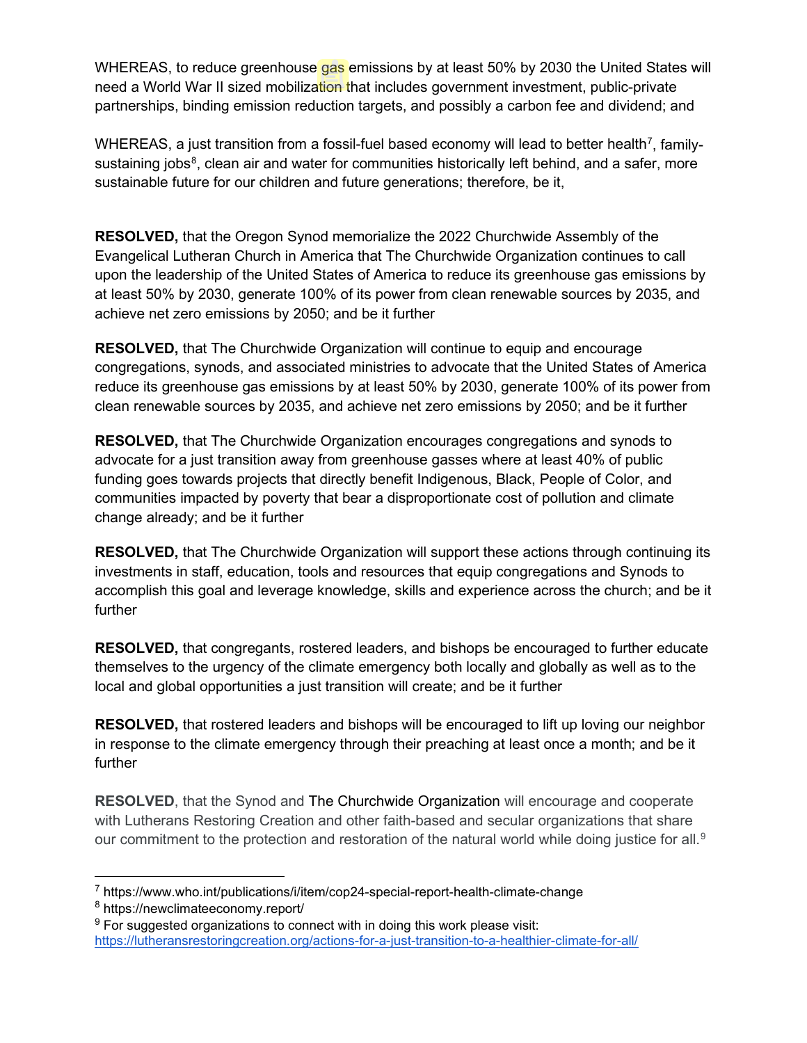WHEREAS, to reduce greenhouse gas emissions by at least 50% by 2030 the United States will need a World War II sized mobilization that includes government investment, public-private partnerships, binding emission reduction targets, and possibly a carbon fee and dividend; and

WHEREAS, a just transition from a fossil-fuel based economy will lead to better health[7], family-sustaining jobs[8], clean air and water for communities historically left behind, and a safer, more sustainable future for our children and future generations; therefore, be it,

**RESOLVED,** that the Oregon Synod memorialize the 2022 Churchwide Assembly of the Evangelical Lutheran Church in America that The Churchwide Organization continues to call upon the leadership of the United States of America to reduce its greenhouse gas emissions by at least 50% by 2030, generate 100% of its power from clean renewable sources by 2035, and achieve net zero emissions by 2050; and be it further

**RESOLVED,** that The Churchwide Organization will continue to equip and encourage congregations, synods, and associated ministries to advocate that the United States of America reduce its greenhouse gas emissions by at least 50% by 2030, generate 100% of its power from clean renewable sources by 2035, and achieve net zero emissions by 2050; and be it further

**RESOLVED,** that The Churchwide Organization encourages congregations and synods to advocate for a just transition away from greenhouse gasses where at least 40% of public funding goes towards projects that directly benefit Indigenous, Black, People of Color, and communities impacted by poverty that bear a disproportionate cost of pollution and climate change already; and be it further

**RESOLVED,** that The Churchwide Organization will support these actions through continuing its investments in staff, education, tools and resources that equip congregations and Synods to accomplish this goal and leverage knowledge, skills and experience across the church; and be it further

**RESOLVED,** that congregants, rostered leaders, and bishops be encouraged to further educate themselves to the urgency of the climate emergency both locally and globally as well as to the local and global opportunities a just transition will create; and be it further

**RESOLVED,** that rostered leaders and bishops will be encouraged to lift up loving our neighbor in response to the climate emergency through their preaching at least once a month; and be it further

**RESOLVED**, that the Synod and The Churchwide Organization will encourage and cooperate with Lutherans Restoring Creation and other faith-based and secular organizations that share our commitment to the protection and restoration of the natural world while doing justice for all.[9]

---

[7] https://www.who.int/publications/i/item/cop24-special-report-health-climate-change

[8] https://newclimateeconomy.report/

[9] For suggested organizations to connect with in doing this work please visit: https://lutheransrestoringcreation.org/actions-for-a-just-transition-to-a-healthier-climate-for-all/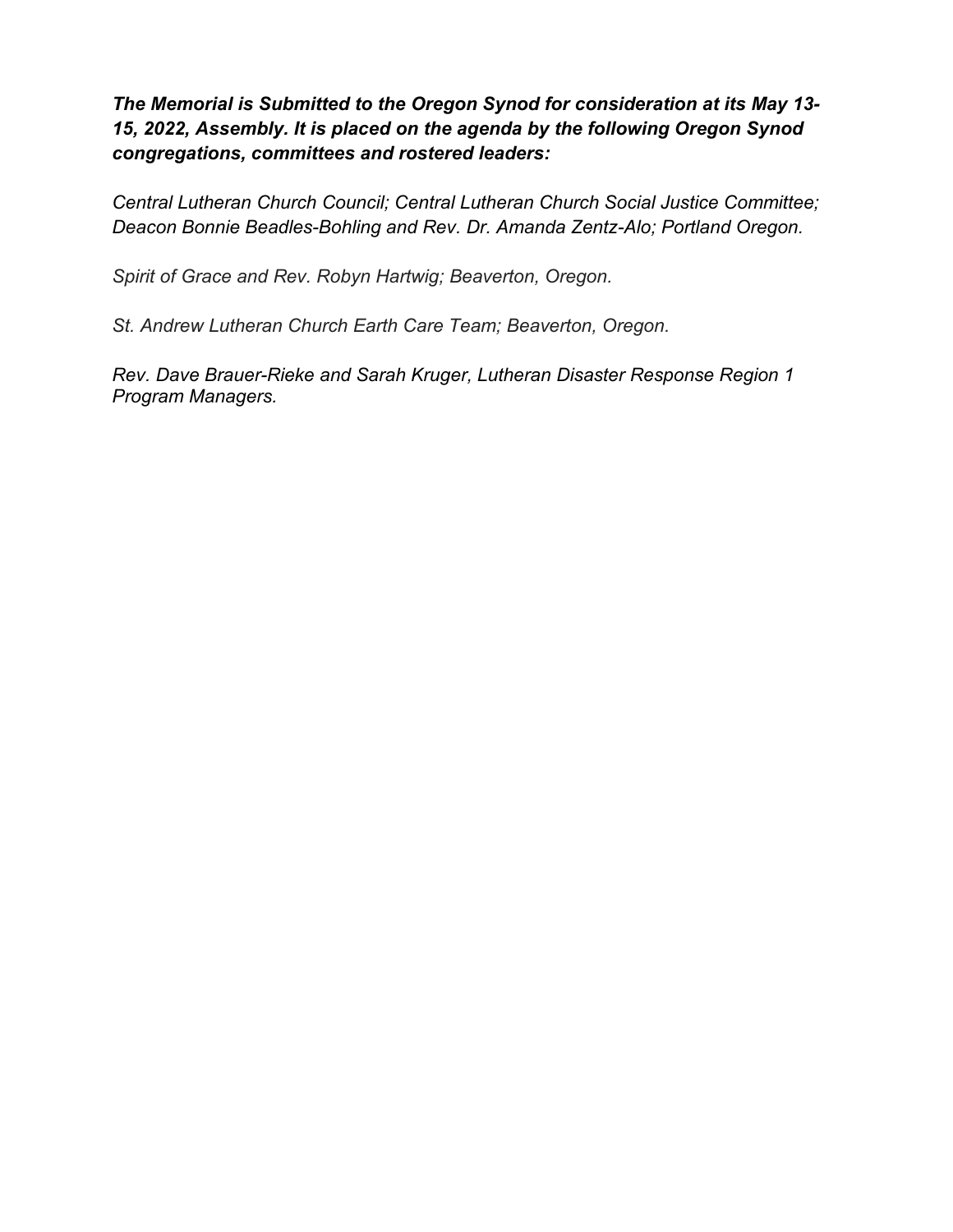***The Memorial is Submitted to the Oregon Synod for consideration at its May 13-15, 2022, Assembly. It is placed on the agenda by the following Oregon Synod congregations, committees and rostered leaders:***

*Central Lutheran Church Council; Central Lutheran Church Social Justice Committee; Deacon Bonnie Beadles-Bohling and Rev. Dr. Amanda Zentz-Alo; Portland Oregon.*

*Spirit of Grace and Rev. Robyn Hartwig; Beaverton, Oregon.*

*St. Andrew Lutheran Church Earth Care Team; Beaverton, Oregon.*

*Rev. Dave Brauer-Rieke and Sarah Kruger, Lutheran Disaster Response Region 1 Program Managers.*